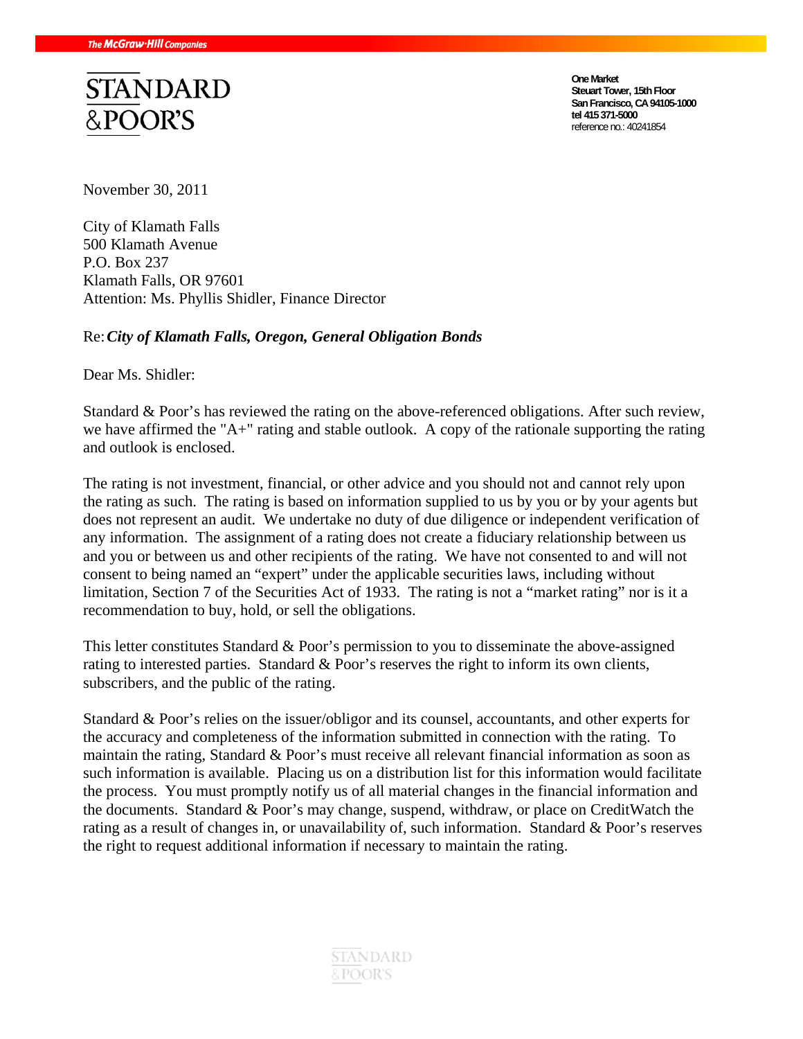The McGraw-Hill Companies

STANDARD & POOR'S

**One Market**
**Steuart Tower, 15th Floor**
**San Francisco, CA 94105-1000**
**tel 415 371-5000**
reference no.: 40241854

November 30, 2011

City of Klamath Falls
500 Klamath Avenue
P.O. Box 237
Klamath Falls, OR 97601
Attention: Ms. Phyllis Shidler, Finance Director

Re: ***City of Klamath Falls, Oregon, General Obligation Bonds***

Dear Ms. Shidler:

Standard & Poor's has reviewed the rating on the above-referenced obligations. After such review, we have affirmed the "A+" rating and stable outlook. A copy of the rationale supporting the rating and outlook is enclosed.

The rating is not investment, financial, or other advice and you should not and cannot rely upon the rating as such. The rating is based on information supplied to us by you or by your agents but does not represent an audit. We undertake no duty of due diligence or independent verification of any information. The assignment of a rating does not create a fiduciary relationship between us and you or between us and other recipients of the rating. We have not consented to and will not consent to being named an "expert" under the applicable securities laws, including without limitation, Section 7 of the Securities Act of 1933. The rating is not a "market rating" nor is it a recommendation to buy, hold, or sell the obligations.

This letter constitutes Standard & Poor's permission to you to disseminate the above-assigned rating to interested parties. Standard & Poor's reserves the right to inform its own clients, subscribers, and the public of the rating.

Standard & Poor's relies on the issuer/obligor and its counsel, accountants, and other experts for the accuracy and completeness of the information submitted in connection with the rating. To maintain the rating, Standard & Poor's must receive all relevant financial information as soon as such information is available. Placing us on a distribution list for this information would facilitate the process. You must promptly notify us of all material changes in the financial information and the documents. Standard & Poor's may change, suspend, withdraw, or place on CreditWatch the rating as a result of changes in, or unavailability of, such information. Standard & Poor's reserves the right to request additional information if necessary to maintain the rating.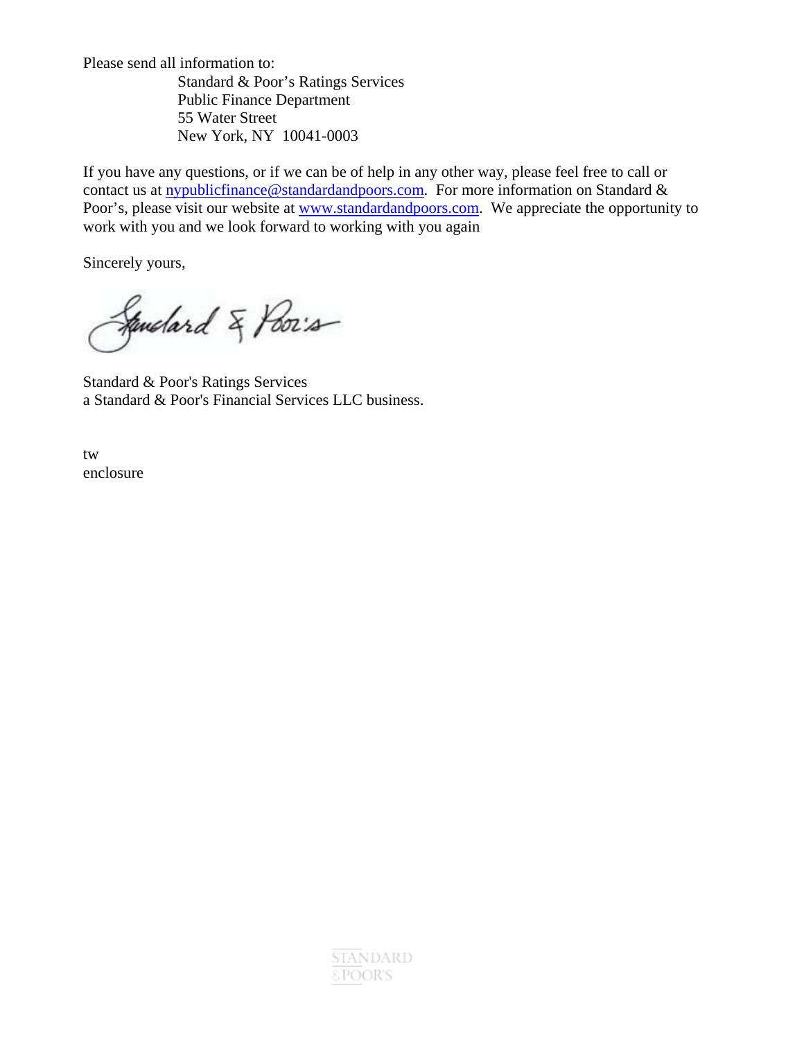Please send all information to:

Standard & Poor's Ratings Services
Public Finance Department
55 Water Street
New York, NY 10041-0003

If you have any questions, or if we can be of help in any other way, please feel free to call or contact us at nypublicfinance@standardandpoors.com. For more information on Standard & Poor's, please visit our website at www.standardandpoors.com. We appreciate the opportunity to work with you and we look forward to working with you again

Sincerely yours,

Standard & Poor's

Standard & Poor's Ratings Services
a Standard & Poor's Financial Services LLC business.

tw
enclosure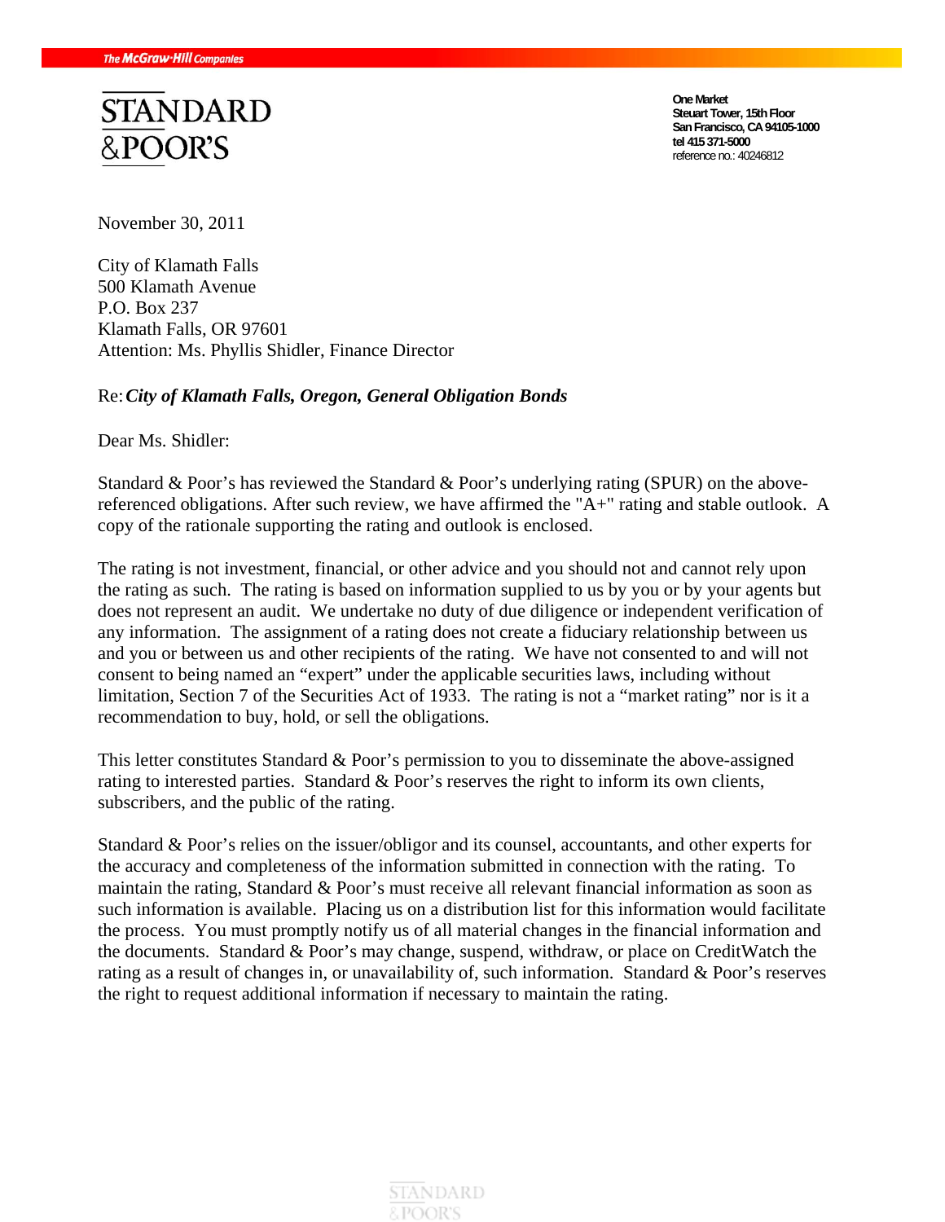The McGraw-Hill Companies

STANDARD
&POOR'S

**One Market**
**Steuart Tower, 15th Floor**
**San Francisco, CA 94105-1000**
**tel 415 371-5000**
reference no.: 40246812

November 30, 2011

City of Klamath Falls
500 Klamath Avenue
P.O. Box 237
Klamath Falls, OR 97601
Attention: Ms. Phyllis Shidler, Finance Director

Re: ***City of Klamath Falls, Oregon, General Obligation Bonds***

Dear Ms. Shidler:

Standard & Poor's has reviewed the Standard & Poor's underlying rating (SPUR) on the above-referenced obligations. After such review, we have affirmed the "A+" rating and stable outlook. A copy of the rationale supporting the rating and outlook is enclosed.

The rating is not investment, financial, or other advice and you should not and cannot rely upon the rating as such. The rating is based on information supplied to us by you or by your agents but does not represent an audit. We undertake no duty of due diligence or independent verification of any information. The assignment of a rating does not create a fiduciary relationship between us and you or between us and other recipients of the rating. We have not consented to and will not consent to being named an "expert" under the applicable securities laws, including without limitation, Section 7 of the Securities Act of 1933. The rating is not a "market rating" nor is it a recommendation to buy, hold, or sell the obligations.

This letter constitutes Standard & Poor's permission to you to disseminate the above-assigned rating to interested parties. Standard & Poor's reserves the right to inform its own clients, subscribers, and the public of the rating.

Standard & Poor's relies on the issuer/obligor and its counsel, accountants, and other experts for the accuracy and completeness of the information submitted in connection with the rating. To maintain the rating, Standard & Poor's must receive all relevant financial information as soon as such information is available. Placing us on a distribution list for this information would facilitate the process. You must promptly notify us of all material changes in the financial information and the documents. Standard & Poor's may change, suspend, withdraw, or place on CreditWatch the rating as a result of changes in, or unavailability of, such information. Standard & Poor's reserves the right to request additional information if necessary to maintain the rating.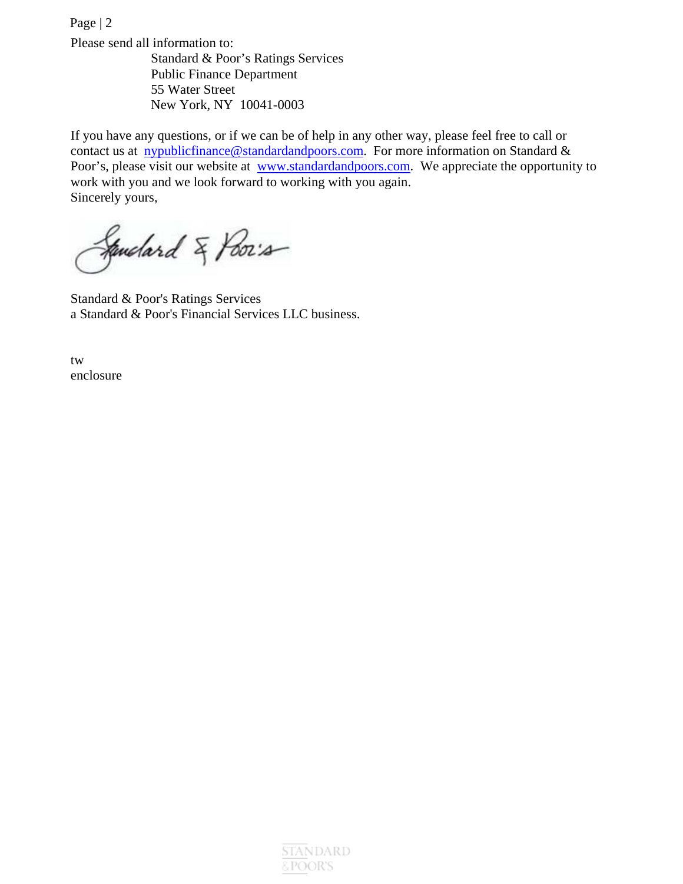Please send all information to:

Standard & Poor's Ratings Services
Public Finance Department
55 Water Street
New York, NY 10041-0003

If you have any questions, or if we can be of help in any other way, please feel free to call or contact us at nypublicfinance@standardandpoors.com. For more information on Standard & Poor's, please visit our website at www.standardandpoors.com. We appreciate the opportunity to work with you and we look forward to working with you again.

Sincerely yours,

Standard & Poor's Ratings Services
a Standard & Poor's Financial Services LLC business.

tw
enclosure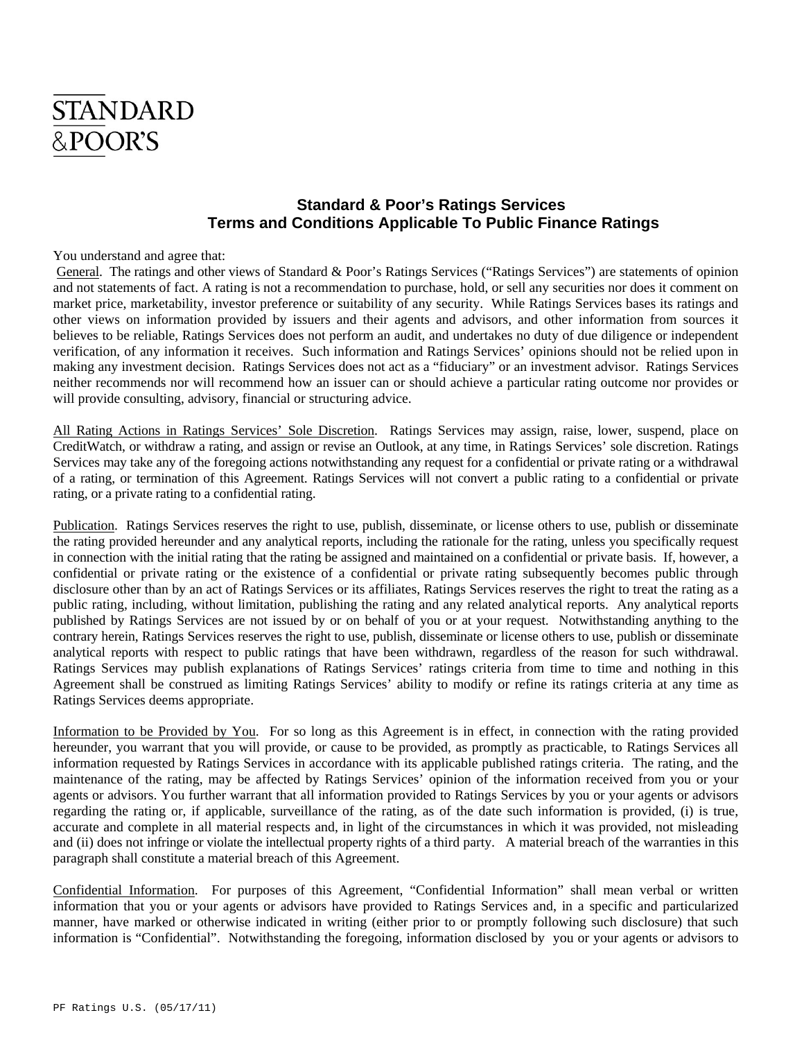STANDARD
&POOR'S

## Standard & Poor's Ratings Services
## Terms and Conditions Applicable To Public Finance Ratings

You understand and agree that:

General. The ratings and other views of Standard & Poor's Ratings Services ("Ratings Services") are statements of opinion and not statements of fact. A rating is not a recommendation to purchase, hold, or sell any securities nor does it comment on market price, marketability, investor preference or suitability of any security. While Ratings Services bases its ratings and other views on information provided by issuers and their agents and advisors, and other information from sources it believes to be reliable, Ratings Services does not perform an audit, and undertakes no duty of due diligence or independent verification, of any information it receives. Such information and Ratings Services' opinions should not be relied upon in making any investment decision. Ratings Services does not act as a "fiduciary" or an investment advisor. Ratings Services neither recommends nor will recommend how an issuer can or should achieve a particular rating outcome nor provides or will provide consulting, advisory, financial or structuring advice.

All Rating Actions in Ratings Services' Sole Discretion. Ratings Services may assign, raise, lower, suspend, place on CreditWatch, or withdraw a rating, and assign or revise an Outlook, at any time, in Ratings Services' sole discretion. Ratings Services may take any of the foregoing actions notwithstanding any request for a confidential or private rating or a withdrawal of a rating, or termination of this Agreement. Ratings Services will not convert a public rating to a confidential or private rating, or a private rating to a confidential rating.

Publication. Ratings Services reserves the right to use, publish, disseminate, or license others to use, publish or disseminate the rating provided hereunder and any analytical reports, including the rationale for the rating, unless you specifically request in connection with the initial rating that the rating be assigned and maintained on a confidential or private basis. If, however, a confidential or private rating or the existence of a confidential or private rating subsequently becomes public through disclosure other than by an act of Ratings Services or its affiliates, Ratings Services reserves the right to treat the rating as a public rating, including, without limitation, publishing the rating and any related analytical reports. Any analytical reports published by Ratings Services are not issued by or on behalf of you or at your request. Notwithstanding anything to the contrary herein, Ratings Services reserves the right to use, publish, disseminate or license others to use, publish or disseminate analytical reports with respect to public ratings that have been withdrawn, regardless of the reason for such withdrawal. Ratings Services may publish explanations of Ratings Services' ratings criteria from time to time and nothing in this Agreement shall be construed as limiting Ratings Services' ability to modify or refine its ratings criteria at any time as Ratings Services deems appropriate.

Information to be Provided by You. For so long as this Agreement is in effect, in connection with the rating provided hereunder, you warrant that you will provide, or cause to be provided, as promptly as practicable, to Ratings Services all information requested by Ratings Services in accordance with its applicable published ratings criteria. The rating, and the maintenance of the rating, may be affected by Ratings Services' opinion of the information received from you or your agents or advisors. You further warrant that all information provided to Ratings Services by you or your agents or advisors regarding the rating or, if applicable, surveillance of the rating, as of the date such information is provided, (i) is true, accurate and complete in all material respects and, in light of the circumstances in which it was provided, not misleading and (ii) does not infringe or violate the intellectual property rights of a third party. A material breach of the warranties in this paragraph shall constitute a material breach of this Agreement.

Confidential Information. For purposes of this Agreement, "Confidential Information" shall mean verbal or written information that you or your agents or advisors have provided to Ratings Services and, in a specific and particularized manner, have marked or otherwise indicated in writing (either prior to or promptly following such disclosure) that such information is "Confidential". Notwithstanding the foregoing, information disclosed by you or your agents or advisors to

PF Ratings U.S. (05/17/11)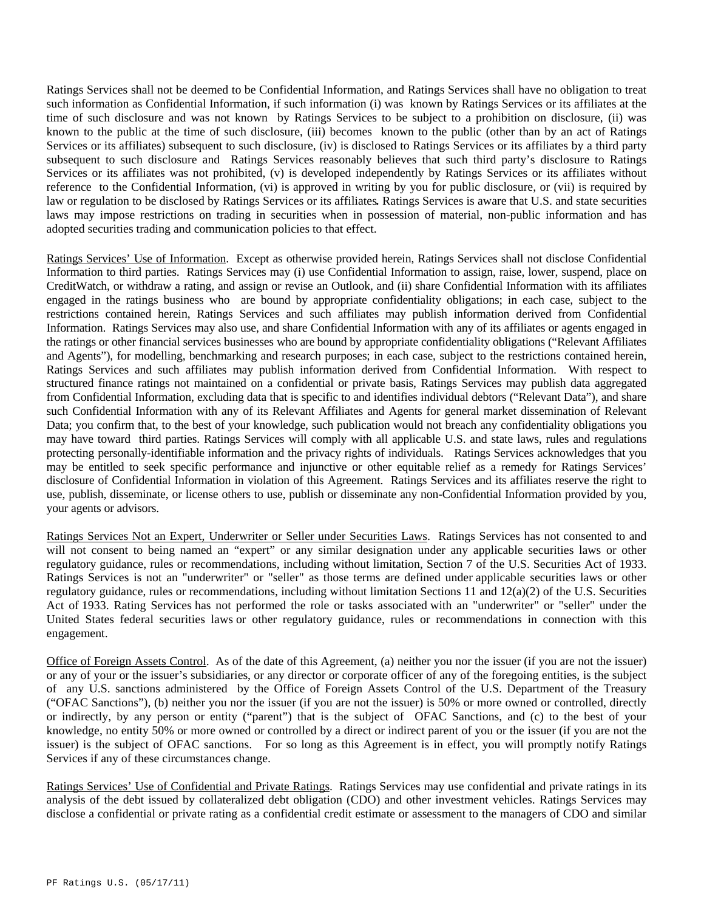Ratings Services shall not be deemed to be Confidential Information, and Ratings Services shall have no obligation to treat such information as Confidential Information, if such information (i) was known by Ratings Services or its affiliates at the time of such disclosure and was not known by Ratings Services to be subject to a prohibition on disclosure, (ii) was known to the public at the time of such disclosure, (iii) becomes known to the public (other than by an act of Ratings Services or its affiliates) subsequent to such disclosure, (iv) is disclosed to Ratings Services or its affiliates by a third party subsequent to such disclosure and Ratings Services reasonably believes that such third party's disclosure to Ratings Services or its affiliates was not prohibited, (v) is developed independently by Ratings Services or its affiliates without reference to the Confidential Information, (vi) is approved in writing by you for public disclosure, or (vii) is required by law or regulation to be disclosed by Ratings Services or its affiliates**.** Ratings Services is aware that U.S. and state securities laws may impose restrictions on trading in securities when in possession of material, non-public information and has adopted securities trading and communication policies to that effect.

Ratings Services' Use of Information. Except as otherwise provided herein, Ratings Services shall not disclose Confidential Information to third parties. Ratings Services may (i) use Confidential Information to assign, raise, lower, suspend, place on CreditWatch, or withdraw a rating, and assign or revise an Outlook, and (ii) share Confidential Information with its affiliates engaged in the ratings business who are bound by appropriate confidentiality obligations; in each case, subject to the restrictions contained herein, Ratings Services and such affiliates may publish information derived from Confidential Information. Ratings Services may also use, and share Confidential Information with any of its affiliates or agents engaged in the ratings or other financial services businesses who are bound by appropriate confidentiality obligations ("Relevant Affiliates and Agents"), for modelling, benchmarking and research purposes; in each case, subject to the restrictions contained herein, Ratings Services and such affiliates may publish information derived from Confidential Information. With respect to structured finance ratings not maintained on a confidential or private basis, Ratings Services may publish data aggregated from Confidential Information, excluding data that is specific to and identifies individual debtors ("Relevant Data"), and share such Confidential Information with any of its Relevant Affiliates and Agents for general market dissemination of Relevant Data; you confirm that, to the best of your knowledge, such publication would not breach any confidentiality obligations you may have toward third parties. Ratings Services will comply with all applicable U.S. and state laws, rules and regulations protecting personally-identifiable information and the privacy rights of individuals. Ratings Services acknowledges that you may be entitled to seek specific performance and injunctive or other equitable relief as a remedy for Ratings Services' disclosure of Confidential Information in violation of this Agreement. Ratings Services and its affiliates reserve the right to use, publish, disseminate, or license others to use, publish or disseminate any non-Confidential Information provided by you, your agents or advisors.

Ratings Services Not an Expert, Underwriter or Seller under Securities Laws. Ratings Services has not consented to and will not consent to being named an "expert" or any similar designation under any applicable securities laws or other regulatory guidance, rules or recommendations, including without limitation, Section 7 of the U.S. Securities Act of 1933. Ratings Services is not an "underwriter" or "seller" as those terms are defined under applicable securities laws or other regulatory guidance, rules or recommendations, including without limitation Sections 11 and 12(a)(2) of the U.S. Securities Act of 1933. Rating Services has not performed the role or tasks associated with an "underwriter" or "seller" under the United States federal securities laws or other regulatory guidance, rules or recommendations in connection with this engagement.

Office of Foreign Assets Control. As of the date of this Agreement, (a) neither you nor the issuer (if you are not the issuer) or any of your or the issuer's subsidiaries, or any director or corporate officer of any of the foregoing entities, is the subject of any U.S. sanctions administered by the Office of Foreign Assets Control of the U.S. Department of the Treasury ("OFAC Sanctions"), (b) neither you nor the issuer (if you are not the issuer) is 50% or more owned or controlled, directly or indirectly, by any person or entity ("parent") that is the subject of OFAC Sanctions, and (c) to the best of your knowledge, no entity 50% or more owned or controlled by a direct or indirect parent of you or the issuer (if you are not the issuer) is the subject of OFAC sanctions. For so long as this Agreement is in effect, you will promptly notify Ratings Services if any of these circumstances change.

Ratings Services' Use of Confidential and Private Ratings. Ratings Services may use confidential and private ratings in its analysis of the debt issued by collateralized debt obligation (CDO) and other investment vehicles. Ratings Services may disclose a confidential or private rating as a confidential credit estimate or assessment to the managers of CDO and similar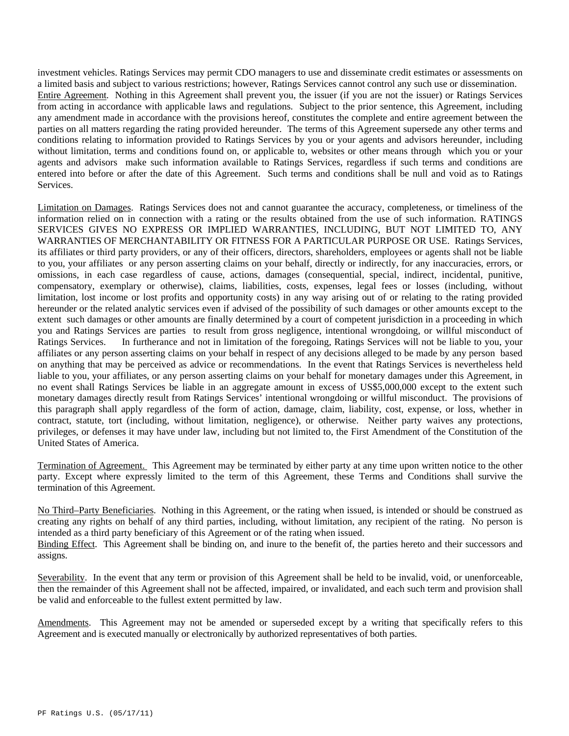investment vehicles. Ratings Services may permit CDO managers to use and disseminate credit estimates or assessments on a limited basis and subject to various restrictions; however, Ratings Services cannot control any such use or dissemination.

Entire Agreement. Nothing in this Agreement shall prevent you, the issuer (if you are not the issuer) or Ratings Services from acting in accordance with applicable laws and regulations. Subject to the prior sentence, this Agreement, including any amendment made in accordance with the provisions hereof, constitutes the complete and entire agreement between the parties on all matters regarding the rating provided hereunder. The terms of this Agreement supersede any other terms and conditions relating to information provided to Ratings Services by you or your agents and advisors hereunder, including without limitation, terms and conditions found on, or applicable to, websites or other means through which you or your agents and advisors make such information available to Ratings Services, regardless if such terms and conditions are entered into before or after the date of this Agreement. Such terms and conditions shall be null and void as to Ratings Services.

Limitation on Damages. Ratings Services does not and cannot guarantee the accuracy, completeness, or timeliness of the information relied on in connection with a rating or the results obtained from the use of such information. RATINGS SERVICES GIVES NO EXPRESS OR IMPLIED WARRANTIES, INCLUDING, BUT NOT LIMITED TO, ANY WARRANTIES OF MERCHANTABILITY OR FITNESS FOR A PARTICULAR PURPOSE OR USE. Ratings Services, its affiliates or third party providers, or any of their officers, directors, shareholders, employees or agents shall not be liable to you, your affiliates or any person asserting claims on your behalf, directly or indirectly, for any inaccuracies, errors, or omissions, in each case regardless of cause, actions, damages (consequential, special, indirect, incidental, punitive, compensatory, exemplary or otherwise), claims, liabilities, costs, expenses, legal fees or losses (including, without limitation, lost income or lost profits and opportunity costs) in any way arising out of or relating to the rating provided hereunder or the related analytic services even if advised of the possibility of such damages or other amounts except to the extent such damages or other amounts are finally determined by a court of competent jurisdiction in a proceeding in which you and Ratings Services are parties to result from gross negligence, intentional wrongdoing, or willful misconduct of Ratings Services. In furtherance and not in limitation of the foregoing, Ratings Services will not be liable to you, your affiliates or any person asserting claims on your behalf in respect of any decisions alleged to be made by any person based on anything that may be perceived as advice or recommendations. In the event that Ratings Services is nevertheless held liable to you, your affiliates, or any person asserting claims on your behalf for monetary damages under this Agreement, in no event shall Ratings Services be liable in an aggregate amount in excess of US$5,000,000 except to the extent such monetary damages directly result from Ratings Services' intentional wrongdoing or willful misconduct. The provisions of this paragraph shall apply regardless of the form of action, damage, claim, liability, cost, expense, or loss, whether in contract, statute, tort (including, without limitation, negligence), or otherwise. Neither party waives any protections, privileges, or defenses it may have under law, including but not limited to, the First Amendment of the Constitution of the United States of America.

Termination of Agreement. This Agreement may be terminated by either party at any time upon written notice to the other party. Except where expressly limited to the term of this Agreement, these Terms and Conditions shall survive the termination of this Agreement.

No Third–Party Beneficiaries. Nothing in this Agreement, or the rating when issued, is intended or should be construed as creating any rights on behalf of any third parties, including, without limitation, any recipient of the rating. No person is intended as a third party beneficiary of this Agreement or of the rating when issued.

Binding Effect. This Agreement shall be binding on, and inure to the benefit of, the parties hereto and their successors and assigns.

Severability. In the event that any term or provision of this Agreement shall be held to be invalid, void, or unenforceable, then the remainder of this Agreement shall not be affected, impaired, or invalidated, and each such term and provision shall be valid and enforceable to the fullest extent permitted by law.

Amendments. This Agreement may not be amended or superseded except by a writing that specifically refers to this Agreement and is executed manually or electronically by authorized representatives of both parties.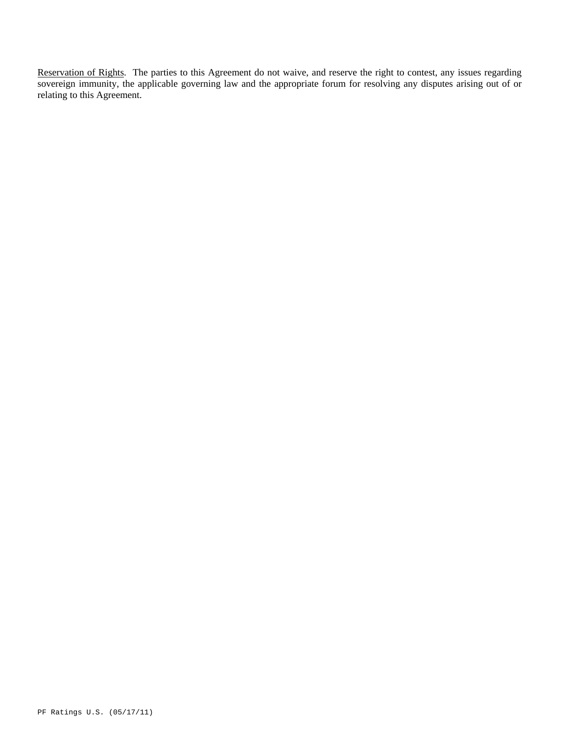Reservation of Rights. The parties to this Agreement do not waive, and reserve the right to contest, any issues regarding sovereign immunity, the applicable governing law and the appropriate forum for resolving any disputes arising out of or relating to this Agreement.